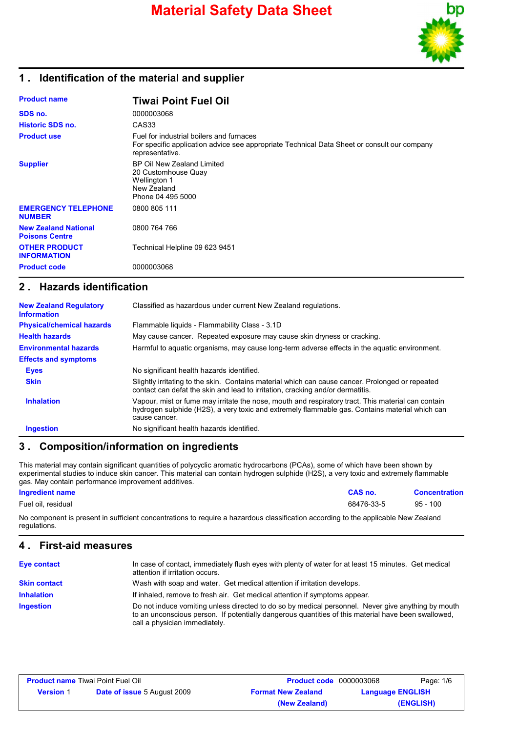# Material Safety Data Sheet

## 1 . Identification of the material and supplier

| | |
|---|---|
| **Product name** | **Tiwai Point Fuel Oil** |
| **SDS no.** | 0000003068 |
| **Historic SDS no.** | CAS33 |
| **Product use** | Fuel for industrial boilers and furnaces<br>For specific application advice see appropriate Technical Data Sheet or consult our company representative. |
| **Supplier** | BP Oil New Zealand Limited<br>20 Customhouse Quay<br>Wellington 1<br>New Zealand<br>Phone 04 495 5000 |
| **EMERGENCY TELEPHONE NUMBER** | 0800 805 111 |
| **New Zealand National Poisons Centre** | 0800 764 766 |
| **OTHER PRODUCT INFORMATION** | Technical Helpline 09 623 9451 |
| **Product code** | 0000003068 |

## 2 . Hazards identification

| | |
|---|---|
| **New Zealand Regulatory Information** | Classified as hazardous under current New Zealand regulations. |
| **Physical/chemical hazards** | Flammable liquids - Flammability Class - 3.1D |
| **Health hazards** | May cause cancer. Repeated exposure may cause skin dryness or cracking. |
| **Environmental hazards** | Harmful to aquatic organisms, may cause long-term adverse effects in the aquatic environment. |
| **Effects and symptoms** | |
| **Eyes** | No significant health hazards identified. |
| **Skin** | Slightly irritating to the skin. Contains material which can cause cancer. Prolonged or repeated contact can defat the skin and lead to irritation, cracking and/or dermatitis. |
| **Inhalation** | Vapour, mist or fume may irritate the nose, mouth and respiratory tract. This material can contain hydrogen sulphide ($H_2S$), a very toxic and extremely flammable gas. Contains material which can cause cancer. |
| **Ingestion** | No significant health hazards identified. |

## 3 . Composition/information on ingredients

This material may contain significant quantities of polycyclic aromatic hydrocarbons (PCAs), some of which have been shown by experimental studies to induce skin cancer. This material can contain hydrogen sulphide ($H_2S$), a very toxic and extremely flammable gas. May contain performance improvement additives.

| Ingredient name | CAS no. | Concentration |
|---|---|---|
| Fuel oil, residual | 68476-33-5 | 95 - 100 |

No component is present in sufficient concentrations to require a hazardous classification according to the applicable New Zealand regulations.

## 4 . First-aid measures

| | |
|---|---|
| **Eye contact** | In case of contact, immediately flush eyes with plenty of water for at least 15 minutes. Get medical attention if irritation occurs. |
| **Skin contact** | Wash with soap and water. Get medical attention if irritation develops. |
| **Inhalation** | If inhaled, remove to fresh air. Get medical attention if symptoms appear. |
| **Ingestion** | Do not induce vomiting unless directed to do so by medical personnel. Never give anything by mouth to an unconscious person. If potentially dangerous quantities of this material have been swallowed, call a physician immediately. |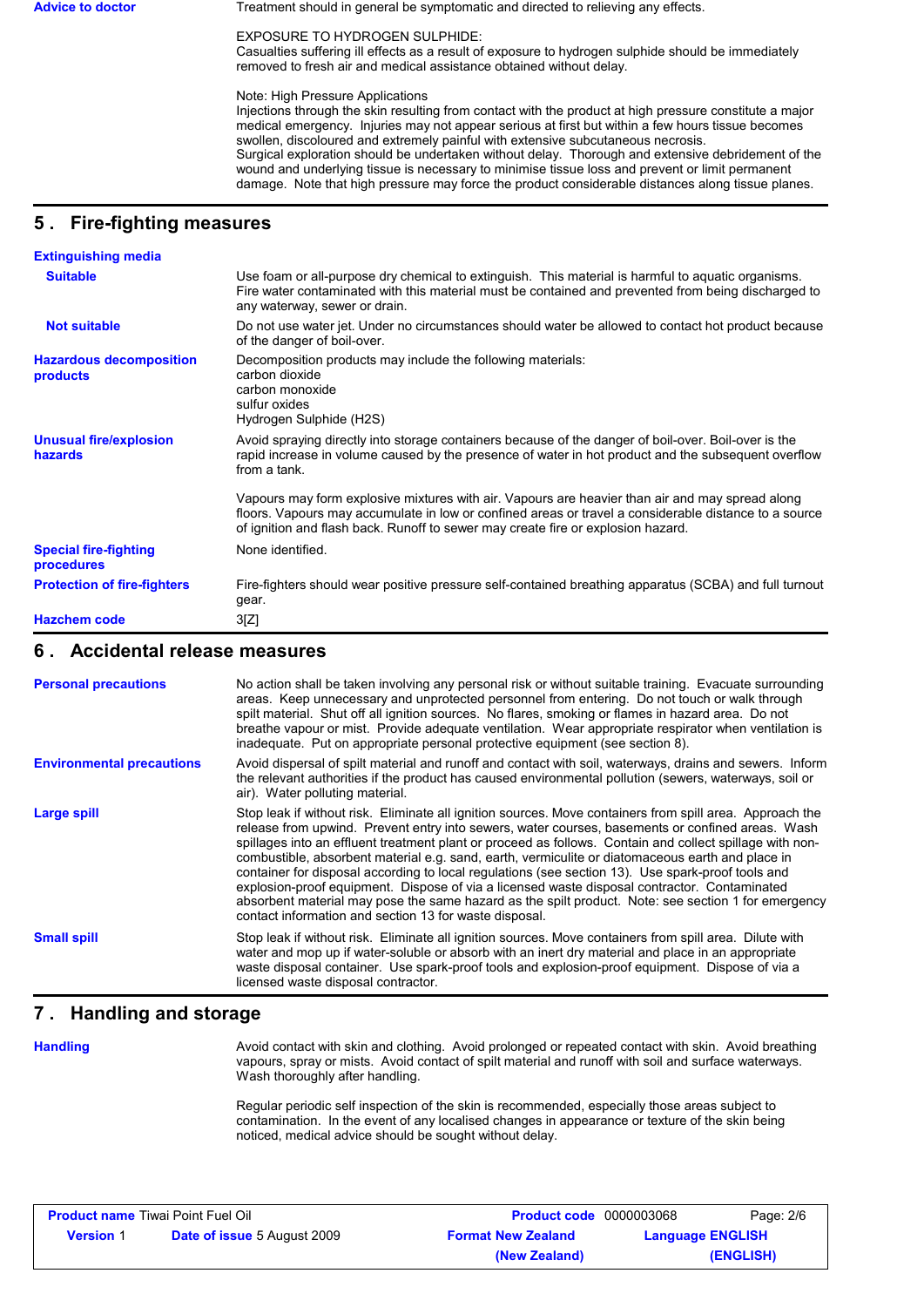**Advice to doctor**

Treatment should in general be symptomatic and directed to relieving any effects.

EXPOSURE TO HYDROGEN SULPHIDE:
Casualties suffering ill effects as a result of exposure to hydrogen sulphide should be immediately removed to fresh air and medical assistance obtained without delay.

Note: High Pressure Applications
Injections through the skin resulting from contact with the product at high pressure constitute a major medical emergency. Injuries may not appear serious at first but within a few hours tissue becomes swollen, discoloured and extremely painful with extensive subcutaneous necrosis.
Surgical exploration should be undertaken without delay. Thorough and extensive debridement of the wound and underlying tissue is necessary to minimise tissue loss and prevent or limit permanent damage. Note that high pressure may force the product considerable distances along tissue planes.

## 5 . Fire-fighting measures

**Extinguishing media**

**Suitable**

Use foam or all-purpose dry chemical to extinguish. This material is harmful to aquatic organisms. Fire water contaminated with this material must be contained and prevented from being discharged to any waterway, sewer or drain.

**Not suitable**

Do not use water jet. Under no circumstances should water be allowed to contact hot product because of the danger of boil-over.

**Hazardous decomposition products**

Decomposition products may include the following materials:
carbon dioxide
carbon monoxide
sulfur oxides
Hydrogen Sulphide ($H_2S$)

**Unusual fire/explosion hazards**

Avoid spraying directly into storage containers because of the danger of boil-over. Boil-over is the rapid increase in volume caused by the presence of water in hot product and the subsequent overflow from a tank.

Vapours may form explosive mixtures with air. Vapours are heavier than air and may spread along floors. Vapours may accumulate in low or confined areas or travel a considerable distance to a source of ignition and flash back. Runoff to sewer may create fire or explosion hazard.

**Special fire-fighting procedures**

None identified.

**Protection of fire-fighters**

Fire-fighters should wear positive pressure self-contained breathing apparatus (SCBA) and full turnout gear.

**Hazchem code**

3[Z]

## 6 . Accidental release measures

**Personal precautions**

No action shall be taken involving any personal risk or without suitable training. Evacuate surrounding areas. Keep unnecessary and unprotected personnel from entering. Do not touch or walk through spilt material. Shut off all ignition sources. No flares, smoking or flames in hazard area. Do not breathe vapour or mist. Provide adequate ventilation. Wear appropriate respirator when ventilation is inadequate. Put on appropriate personal protective equipment (see section 8).

**Environmental precautions**

Avoid dispersal of spilt material and runoff and contact with soil, waterways, drains and sewers. Inform the relevant authorities if the product has caused environmental pollution (sewers, waterways, soil or air). Water polluting material.

**Large spill**

Stop leak if without risk. Eliminate all ignition sources. Move containers from spill area. Approach the release from upwind. Prevent entry into sewers, water courses, basements or confined areas. Wash spillages into an effluent treatment plant or proceed as follows. Contain and collect spillage with non-combustible, absorbent material e.g. sand, earth, vermiculite or diatomaceous earth and place in container for disposal according to local regulations (see section 13). Use spark-proof tools and explosion-proof equipment. Dispose of via a licensed waste disposal contractor. Contaminated absorbent material may pose the same hazard as the spilt product. Note: see section 1 for emergency contact information and section 13 for waste disposal.

**Small spill**

Stop leak if without risk. Eliminate all ignition sources. Move containers from spill area. Dilute with water and mop up if water-soluble or absorb with an inert dry material and place in an appropriate waste disposal container. Use spark-proof tools and explosion-proof equipment. Dispose of via a licensed waste disposal contractor.

## 7 . Handling and storage

**Handling**

Avoid contact with skin and clothing. Avoid prolonged or repeated contact with skin. Avoid breathing vapours, spray or mists. Avoid contact of spilt material and runoff with soil and surface waterways. Wash thoroughly after handling.

Regular periodic self inspection of the skin is recommended, especially those areas subject to contamination. In the event of any localised changes in appearance or texture of the skin being noticed, medical advice should be sought without delay.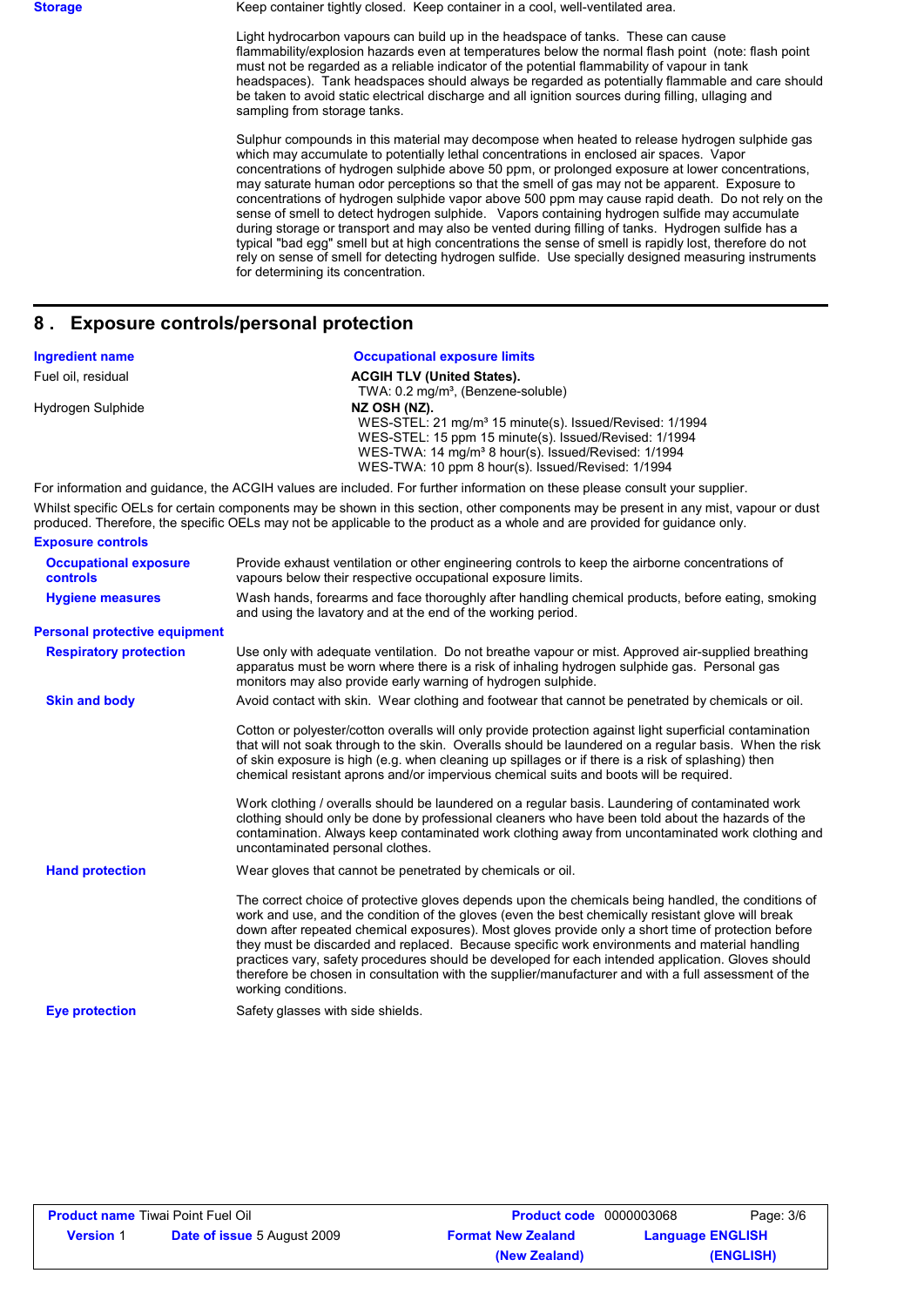**Storage**

Keep container tightly closed. Keep container in a cool, well-ventilated area.

Light hydrocarbon vapours can build up in the headspace of tanks. These can cause flammability/explosion hazards even at temperatures below the normal flash point (note: flash point must not be regarded as a reliable indicator of the potential flammability of vapour in tank headspaces). Tank headspaces should always be regarded as potentially flammable and care should be taken to avoid static electrical discharge and all ignition sources during filling, ullaging and sampling from storage tanks.

Sulphur compounds in this material may decompose when heated to release hydrogen sulphide gas which may accumulate to potentially lethal concentrations in enclosed air spaces. Vapour concentrations of hydrogen sulphide above 50 ppm, or prolonged exposure at lower concentrations, may saturate human odor perceptions so that the smell of gas may not be apparent. Exposure to concentrations of hydrogen sulphide vapor above 500 ppm may cause rapid death. Do not rely on the sense of smell to detect hydrogen sulphide. Vapors containing hydrogen sulfide may accumulate during storage or transport and may also be vented during filling of tanks. Hydrogen sulfide has a typical "bad egg" smell but at high concentrations the sense of smell is rapidly lost, therefore do not rely on sense of smell for detecting hydrogen sulfide. Use specially designed measuring instruments for determining its concentration.

## 8 . Exposure controls/personal protection

| Ingredient name | Occupational exposure limits |
|---|---|
| Fuel oil, residual | **ACGIH TLV (United States).**<br>TWA: 0.2 mg/m³, (Benzene-soluble) |
| Hydrogen Sulphide | **NZ OSH (NZ).**<br>WES-STEL: 21 mg/m³ 15 minute(s). Issued/Revised: 1/1994<br>WES-STEL: 15 ppm 15 minute(s). Issued/Revised: 1/1994<br>WES-TWA: 14 mg/m³ 8 hour(s). Issued/Revised: 1/1994<br>WES-TWA: 10 ppm 8 hour(s). Issued/Revised: 1/1994 |

For information and guidance, the ACGIH values are included. For further information on these please consult your supplier.

Whilst specific OELs for certain components may be shown in this section, other components may be present in any mist, vapour or dust produced. Therefore, the specific OELs may not be applicable to the product as a whole and are provided for guidance only.

### Exposure controls

**Occupational exposure controls**: Provide exhaust ventilation or other engineering controls to keep the airborne concentrations of vapours below their respective occupational exposure limits.

**Hygiene measures**: Wash hands, forearms and face thoroughly after handling chemical products, before eating, smoking and using the lavatory and at the end of the working period.

### Personal protective equipment

**Respiratory protection**: Use only with adequate ventilation. Do not breathe vapour or mist. Approved air-supplied breathing apparatus must be worn where there is a risk of inhaling hydrogen sulphide gas. Personal gas monitors may also provide early warning of hydrogen sulphide.

**Skin and body**: Avoid contact with skin. Wear clothing and footwear that cannot be penetrated by chemicals or oil.

Cotton or polyester/cotton overalls will only provide protection against light superficial contamination that will not soak through to the skin. Overalls should be laundered on a regular basis. When the risk of skin exposure is high (e.g. when cleaning up spillages or if there is a risk of splashing) then chemical resistant aprons and/or impervious chemical suits and boots will be required.

Work clothing / overalls should be laundered on a regular basis. Laundering of contaminated work clothing should only be done by professional cleaners who have been told about the hazards of the contamination. Always keep contaminated work clothing away from uncontaminated work clothing and uncontaminated personal clothes.

**Hand protection**: Wear gloves that cannot be penetrated by chemicals or oil.

The correct choice of protective gloves depends upon the chemicals being handled, the conditions of work and use, and the condition of the gloves (even the best chemically resistant glove will break down after repeated chemical exposures). Most gloves provide only a short time of protection before they must be discarded and replaced. Because specific work environments and material handling practices vary, safety procedures should be developed for each intended application. Gloves should therefore be chosen in consultation with the supplier/manufacturer and with a full assessment of the working conditions.

**Eye protection**: Safety glasses with side shields.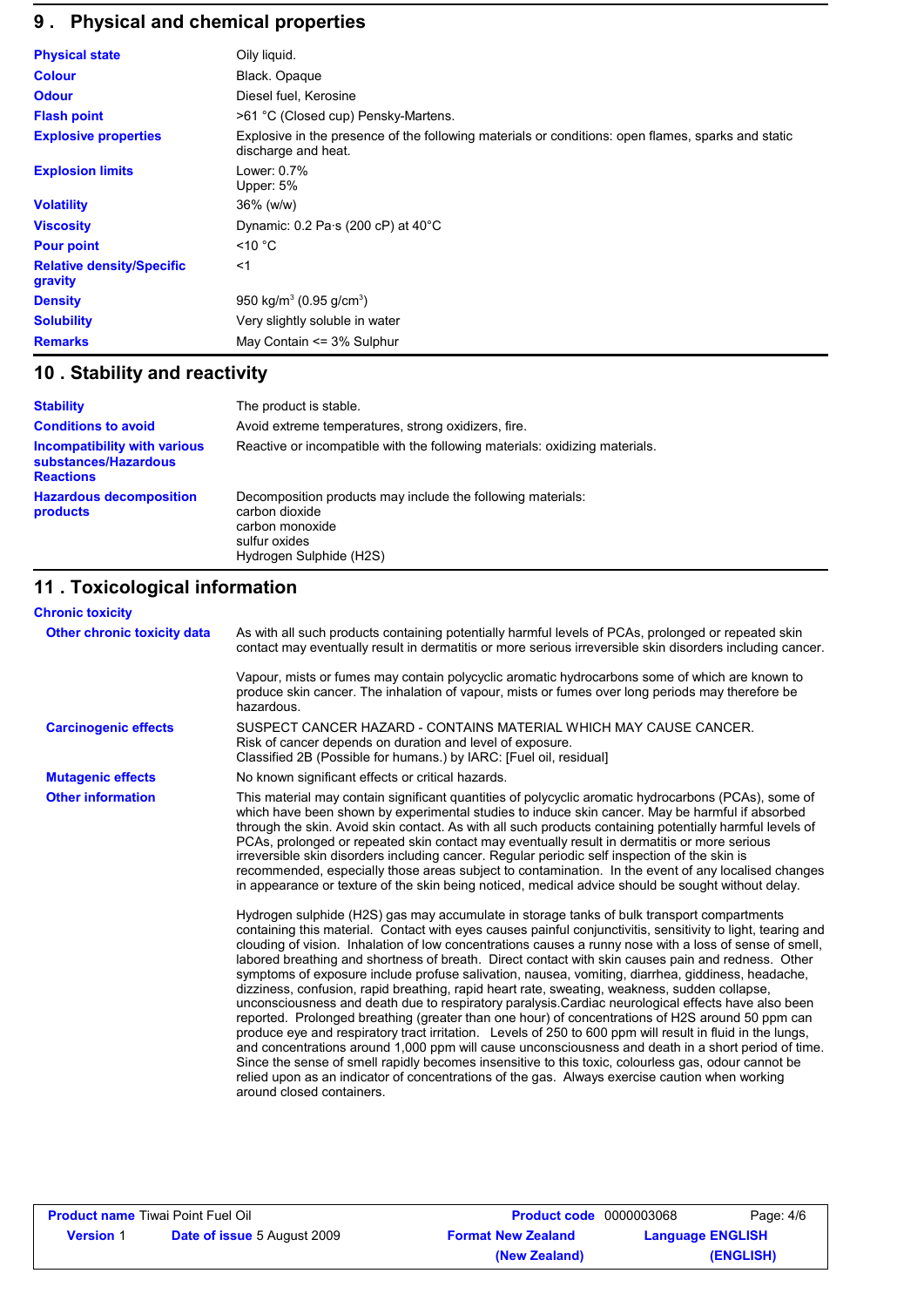## 9 . Physical and chemical properties

| | |
|---|---|
| **Physical state** | Oily liquid. |
| **Colour** | Black. Opaque |
| **Odour** | Diesel fuel, Kerosine |
| **Flash point** | >61 °C (Closed cup) Pensky-Martens. |
| **Explosive properties** | Explosive in the presence of the following materials or conditions: open flames, sparks and static discharge and heat. |
| **Explosion limits** | Lower: 0.7%<br>Upper: 5% |
| **Volatility** | 36% (w/w) |
| **Viscosity** | Dynamic: 0.2 Pa·s (200 cP) at 40°C |
| **Pour point** | <10 °C |
| **Relative density/Specific gravity** | <1 |
| **Density** | 950 kg/m$^3$ (0.95 g/cm$^3$) |
| **Solubility** | Very slightly soluble in water |
| **Remarks** | May Contain <= 3% Sulphur |

## 10 . Stability and reactivity

| | |
|---|---|
| **Stability** | The product is stable. |
| **Conditions to avoid** | Avoid extreme temperatures, strong oxidizers, fire. |
| **Incompatibility with various substances/Hazardous Reactions** | Reactive or incompatible with the following materials: oxidizing materials. |
| **Hazardous decomposition products** | Decomposition products may include the following materials:<br>carbon dioxide<br>carbon monoxide<br>sulfur oxides<br>Hydrogen Sulphide (H2S) |

## 11 . Toxicological information

**Chronic toxicity**

**Other chronic toxicity data**

As with all such products containing potentially harmful levels of PCAs, prolonged or repeated skin contact may eventually result in dermatitis or more serious irreversible skin disorders including cancer.

Vapour, mists or fumes may contain polycyclic aromatic hydrocarbons some of which are known to produce skin cancer. The inhalation of vapour, mists or fumes over long periods may therefore be hazardous.

**Carcinogenic effects**

SUSPECT CANCER HAZARD - CONTAINS MATERIAL WHICH MAY CAUSE CANCER.
Risk of cancer depends on duration and level of exposure.
Classified 2B (Possible for humans.) by IARC: [Fuel oil, residual]

**Mutagenic effects**

No known significant effects or critical hazards.

**Other information**

This material may contain significant quantities of polycyclic aromatic hydrocarbons (PCAs), some of which have been shown by experimental studies to induce skin cancer. May be harmful if absorbed through the skin. Avoid skin contact. As with all such products containing potentially harmful levels of PCAs, prolonged or repeated skin contact may eventually result in dermatitis or more serious irreversible skin disorders including cancer. Regular periodic self inspection of the skin is recommended, especially those areas subject to contamination. In the event of any localised changes in appearance or texture of the skin being noticed, medical advice should be sought without delay.

Hydrogen sulphide (H2S) gas may accumulate in storage tanks of bulk transport compartments containing this material. Contact with eyes causes painful conjunctivitis, sensitivity to light, tearing and clouding of vision. Inhalation of low concentrations causes a runny nose with a loss of sense of smell, labored breathing and shortness of breath. Direct contact with skin causes pain and redness. Other symptoms of exposure include profuse salivation, nausea, vomiting, diarrhea, giddiness, headache, dizziness, confusion, rapid breathing, rapid heart rate, sweating, weakness, sudden collapse, unconsciousness and death due to respiratory paralysis.Cardiac neurological effects have also been reported. Prolonged breathing (greater than one hour) of concentrations of H2S around 50 ppm can produce eye and respiratory tract irritation. Levels of 250 to 600 ppm will result in fluid in the lungs, and concentrations around 1,000 ppm will cause unconsciousness and death in a short period of time. Since the sense of smell rapidly becomes insensitive to this toxic, colourless gas, odour cannot be relied upon as an indicator of concentrations of the gas. Always exercise caution when working around closed containers.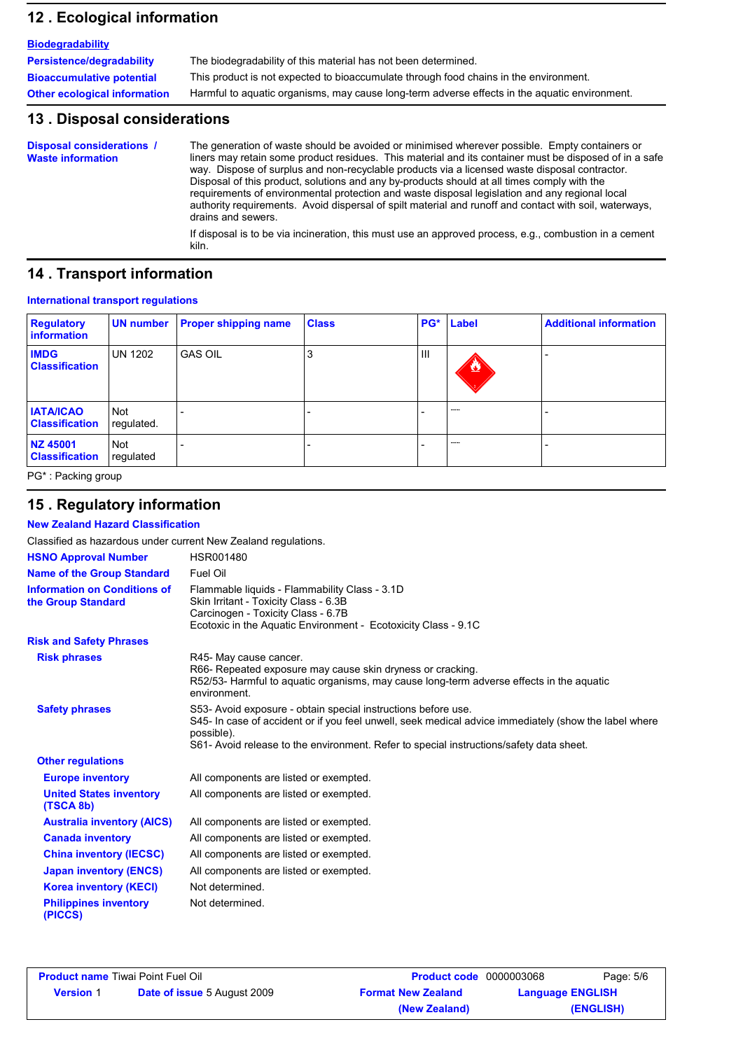## 12 . Ecological information

**Biodegradability**

**Persistence/degradability** The biodegradability of this material has not been determined.

**Bioaccumulative potential** This product is not expected to bioaccumulate through food chains in the environment.

**Other ecological information** Harmful to aquatic organisms, may cause long-term adverse effects in the aquatic environment.

## 13 . Disposal considerations

**Disposal considerations / Waste information**

The generation of waste should be avoided or minimised wherever possible. Empty containers or liners may retain some product residues. This material and its container must be disposed of in a safe way. Dispose of surplus and non-recyclable products via a licensed waste disposal contractor. Disposal of this product, solutions and any by-products should at all times comply with the requirements of environmental protection and waste disposal legislation and any regional local authority requirements. Avoid dispersal of spilt material and runoff and contact with soil, waterways, drains and sewers.

If disposal is to be via incineration, this must use an approved process, e.g., combustion in a cement kiln.

## 14 . Transport information

**International transport regulations**

| Regulatory information | UN number | Proper shipping name | Class | PG* | Label | Additional information |
|---|---|---|---|---|---|---|
| IMDG Classification | UN 1202 | GAS OIL | 3 | III | | - |
| IATA/ICAO Classification | Not regulated. | - | - | - | ---- | - |
| NZ 45001 Classification | Not regulated | - | - | - | ---- | - |

PG* : Packing group

## 15 . Regulatory information

**New Zealand Hazard Classification**

Classified as hazardous under current New Zealand regulations.

**HSNO Approval Number** HSR001480

**Name of the Group Standard** Fuel Oil

**Information on Conditions of the Group Standard**

Flammable liquids - Flammability Class - 3.1D
Skin Irritant - Toxicity Class - 6.3B
Carcinogen - Toxicity Class - 6.7B
Ecotoxic in the Aquatic Environment - Ecotoxicity Class - 9.1C

**Risk and Safety Phrases**

**Risk phrases**

R45- May cause cancer.
R66- Repeated exposure may cause skin dryness or cracking.
R52/53- Harmful to aquatic organisms, may cause long-term adverse effects in the aquatic environment.

**Safety phrases**

S53- Avoid exposure - obtain special instructions before use.
S45- In case of accident or if you feel unwell, seek medical advice immediately (show the label where possible).
S61- Avoid release to the environment. Refer to special instructions/safety data sheet.

**Other regulations**

**Europe inventory** All components are listed or exempted.

**United States inventory (TSCA 8b)** All components are listed or exempted.

**Australia inventory (AICS)** All components are listed or exempted.

**Canada inventory** All components are listed or exempted.

**China inventory (IECSC)** All components are listed or exempted.

**Japan inventory (ENCS)** All components are listed or exempted.

**Korea inventory (KECI)** Not determined.

**Philippines inventory (PICCS)** Not determined.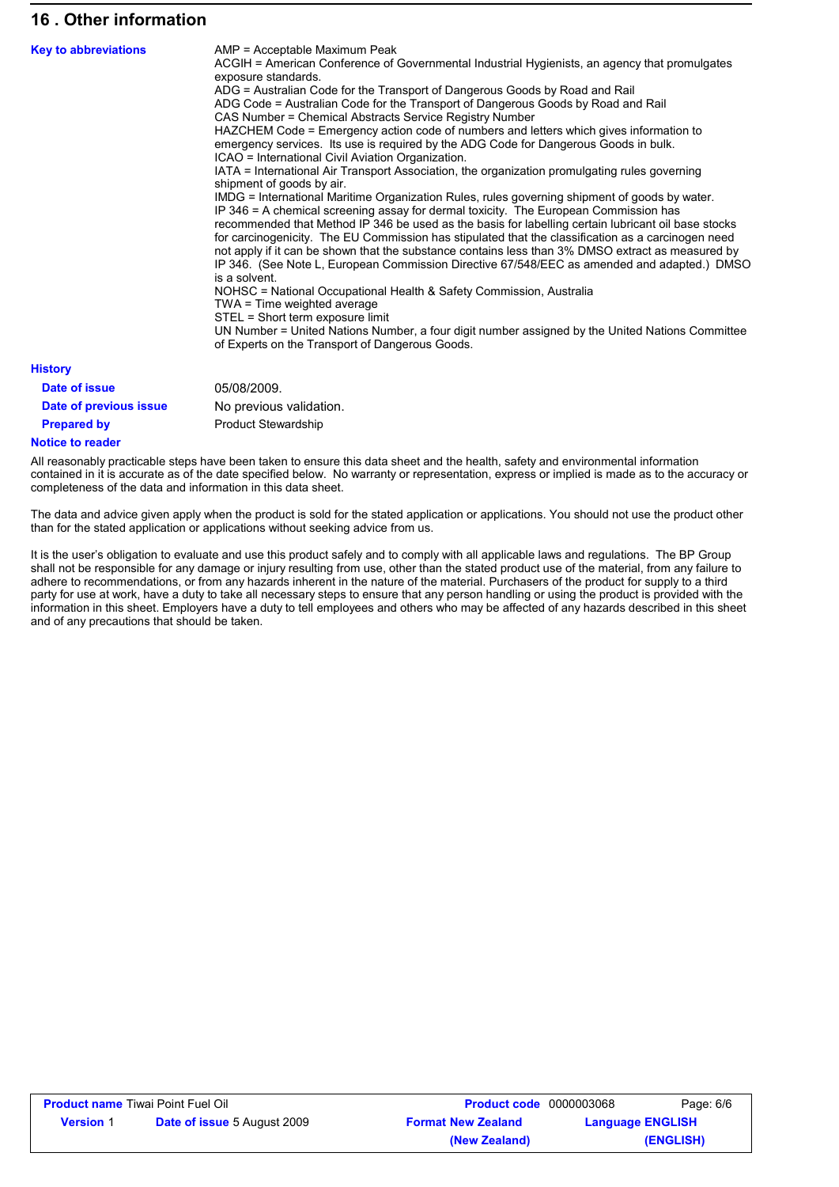## 16 . Other information

**Key to abbreviations**

AMP = Acceptable Maximum Peak
ACGIH = American Conference of Governmental Industrial Hygienists, an agency that promulgates exposure standards.
ADG = Australian Code for the Transport of Dangerous Goods by Road and Rail
ADG Code = Australian Code for the Transport of Dangerous Goods by Road and Rail
CAS Number = Chemical Abstracts Service Registry Number
HAZCHEM Code = Emergency action code of numbers and letters which gives information to emergency services. Its use is required by the ADG Code for Dangerous Goods in bulk.
ICAO = International Civil Aviation Organization.
IATA = International Air Transport Association, the organization promulgating rules governing shipment of goods by air.
IMDG = International Maritime Organization Rules, rules governing shipment of goods by water.
IP 346 = A chemical screening assay for dermal toxicity. The European Commission has recommended that Method IP 346 be used as the basis for labelling certain lubricant oil base stocks for carcinogenicity. The EU Commission has stipulated that the classification as a carcinogen need not apply if it can be shown that the substance contains less than 3% DMSO extract as measured by IP 346. (See Note L, European Commission Directive 67/548/EEC as amended and adapted.) DMSO is a solvent.
NOHSC = National Occupational Health & Safety Commission, Australia
TWA = Time weighted average
STEL = Short term exposure limit
UN Number = United Nations Number, a four digit number assigned by the United Nations Committee of Experts on the Transport of Dangerous Goods.

**History**

**Date of issue** 05/08/2009.

**Date of previous issue** No previous validation.

**Prepared by** Product Stewardship

**Notice to reader**

All reasonably practicable steps have been taken to ensure this data sheet and the health, safety and environmental information contained in it is accurate as of the date specified below. No warranty or representation, express or implied is made as to the accuracy or completeness of the data and information in this data sheet.

The data and advice given apply when the product is sold for the stated application or applications. You should not use the product other than for the stated application or applications without seeking advice from us.

It is the user's obligation to evaluate and use this product safely and to comply with all applicable laws and regulations. The BP Group shall not be responsible for any damage or injury resulting from use, other than the stated product use of the material, from any failure to adhere to recommendations, or from any hazards inherent in the nature of the material. Purchasers of the product for supply to a third party for use at work, have a duty to take all necessary steps to ensure that any person handling or using the product is provided with the information in this sheet. Employers have a duty to tell employees and others who may be affected of any hazards described in this sheet and of any precautions that should be taken.